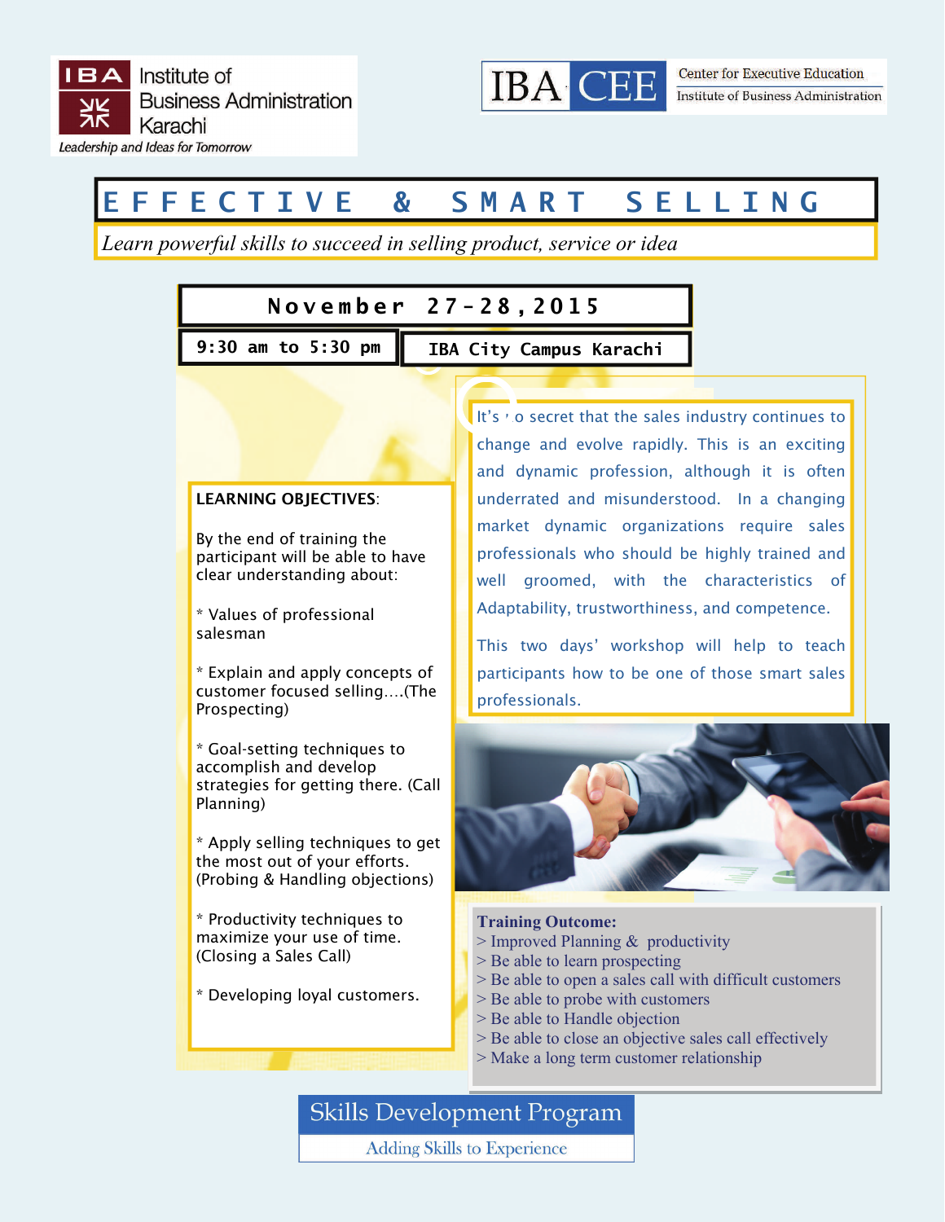IBA Institute of Business Administration Karachi
*Leadership and Ideas for Tomorrow*

IBA CEE Center for Executive Education
Institute of Business Administration

# EFFECTIVE & SMART SELLING

*Learn powerful skills to succeed in selling product, service or idea*

**November 27-28, 2015**

**9:30 am to 5:30 pm**

**IBA City Campus Karachi**

It's no secret that the sales industry continues to change and evolve rapidly. This is an exciting and dynamic profession, although it is often underrated and misunderstood. In a changing market dynamic organizations require sales professionals who should be highly trained and well groomed, with the characteristics of Adaptability, trustworthiness, and competence.

This two days' workshop will help to teach participants how to be one of those smart sales professionals.

**LEARNING OBJECTIVES**:

By the end of training the participant will be able to have clear understanding about:

* Values of professional salesman

* Explain and apply concepts of customer focused selling....(The Prospecting)

* Goal-setting techniques to accomplish and develop strategies for getting there. (Call Planning)

* Apply selling techniques to get the most out of your efforts. (Probing & Handling objections)

* Productivity techniques to maximize your use of time. (Closing a Sales Call)

* Developing loyal customers.

**Training Outcome:**

> Improved Planning & productivity
> Be able to learn prospecting
> Be able to open a sales call with difficult customers
> Be able to probe with customers
> Be able to Handle objection
> Be able to close an objective sales call effectively
> Make a long term customer relationship

Skills Development Program

Adding Skills to Experience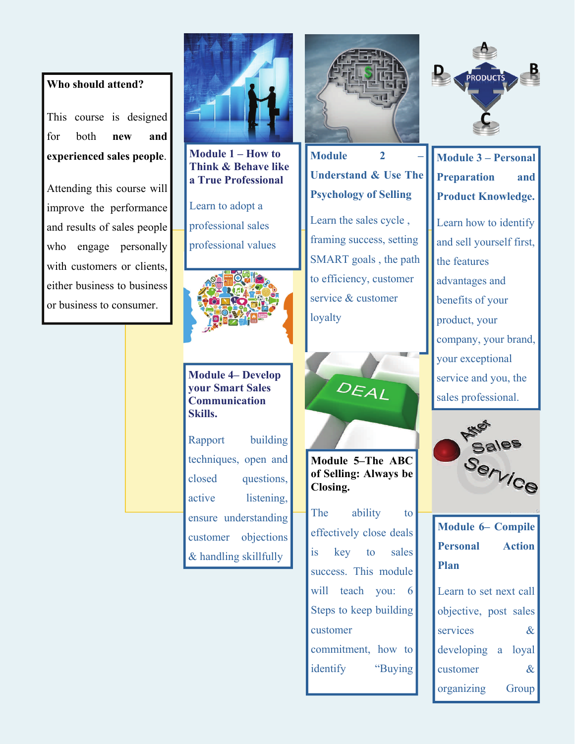## Who should attend?

This course is designed for both **new and experienced sales people**.

Attending this course will improve the performance and results of sales people who engage personally with customers or clients, either business to business or business to consumer.

### Module 1 – How to Think & Behave like a True Professional

Learn to adopt a professional sales professional values

### Module 2 – Understand & Use The Psychology of Selling

Learn the sales cycle , framing success, setting SMART goals , the path to efficiency, customer service & customer loyalty

### Module 3 – Personal Preparation and Product Knowledge.

Learn how to identify and sell yourself first, the features advantages and benefits of your product, your company, your brand, your exceptional service and you, the sales professional.

### Module 4– Develop your Smart Sales Communication Skills.

Rapport building techniques, open and closed questions, active listening, ensure understanding customer objections & handling skillfully

### Module 5–The ABC of Selling: Always be Closing.

The ability to effectively close deals is key to sales success. This module will teach you: 6 Steps to keep building customer commitment, how to identify "Buying

### Module 6– Compile Personal Action Plan

Learn to set next call objective, post sales services & developing a loyal customer & organizing Group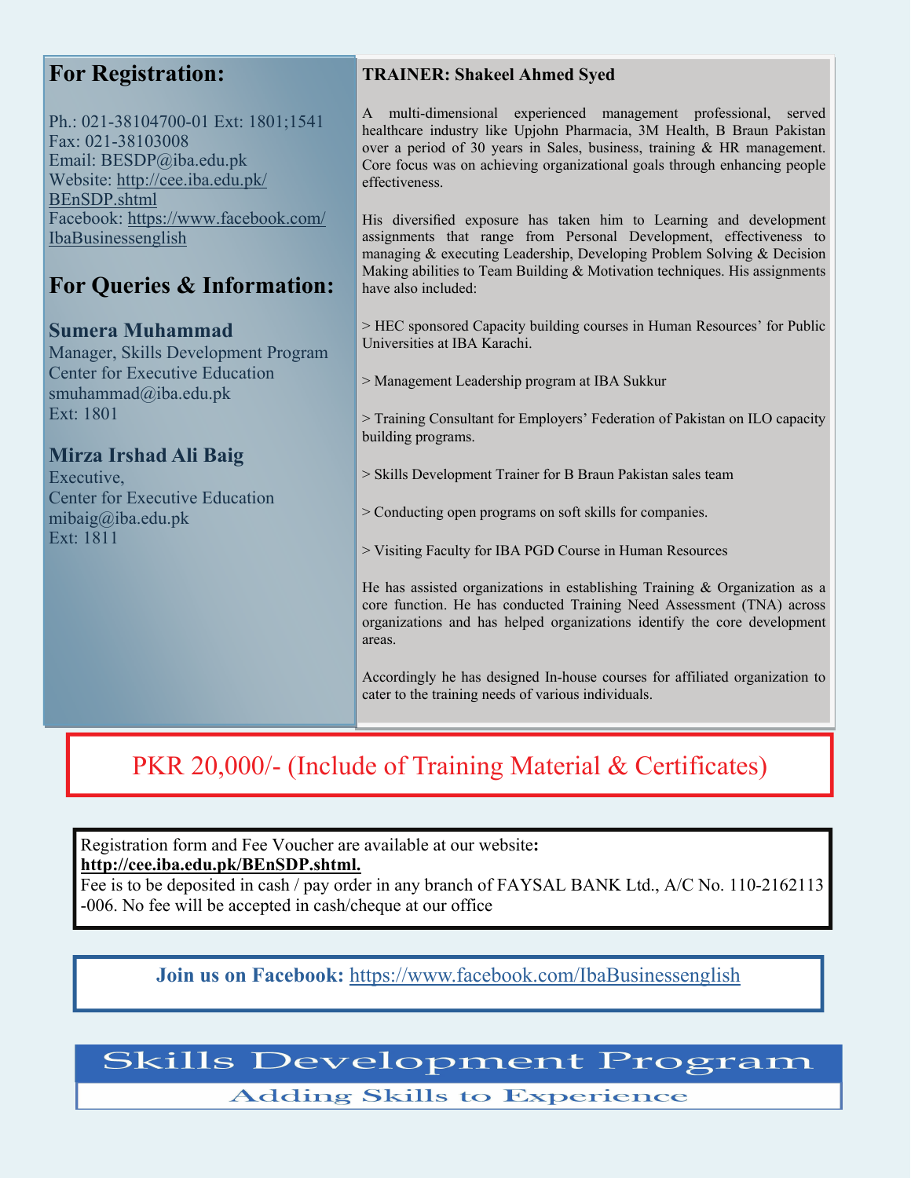## For Registration:

Ph.: 021-38104700-01 Ext: 1801;1541
Fax: 021-38103008
Email: BESDP@iba.edu.pk
Website: http://cee.iba.edu.pk/BEnSDP.shtml
Facebook: https://www.facebook.com/IbaBusinessenglish

## For Queries & Information:

### Sumera Muhammad

Manager, Skills Development Program
Center for Executive Education
smuhammad@iba.edu.pk
Ext: 1801

### Mirza Irshad Ali Baig

Executive,
Center for Executive Education
mibaig@iba.edu.pk
Ext: 1811

**TRAINER: Shakeel Ahmed Syed**

A multi-dimensional experienced management professional, served healthcare industry like Upjohn Pharmacia, 3M Health, B Braun Pakistan over a period of 30 years in Sales, business, training & HR management. Core focus was on achieving organizational goals through enhancing people effectiveness.

His diversified exposure has taken him to Learning and development assignments that range from Personal Development, effectiveness to managing & executing Leadership, Developing Problem Solving & Decision Making abilities to Team Building & Motivation techniques. His assignments have also included:

> HEC sponsored Capacity building courses in Human Resources' for Public Universities at IBA Karachi.

> Management Leadership program at IBA Sukkur

> Training Consultant for Employers' Federation of Pakistan on ILO capacity building programs.

> Skills Development Trainer for B Braun Pakistan sales team

> Conducting open programs on soft skills for companies.

> Visiting Faculty for IBA PGD Course in Human Resources

He has assisted organizations in establishing Training & Organization as a core function. He has conducted Training Need Assessment (TNA) across organizations and has helped organizations identify the core development areas.

Accordingly he has designed In-house courses for affiliated organization to cater to the training needs of various individuals.

PKR 20,000/- (Include of Training Material & Certificates)

Registration form and Fee Voucher are available at our website**:**
**http://cee.iba.edu.pk/BEnSDP.shtml.**
Fee is to be deposited in cash / pay order in any branch of FAYSAL BANK Ltd., A/C No. 110-2162113-006. No fee will be accepted in cash/cheque at our office

**Join us on Facebook:** https://www.facebook.com/IbaBusinessenglish

# Skills Development Program

Adding Skills to Experience